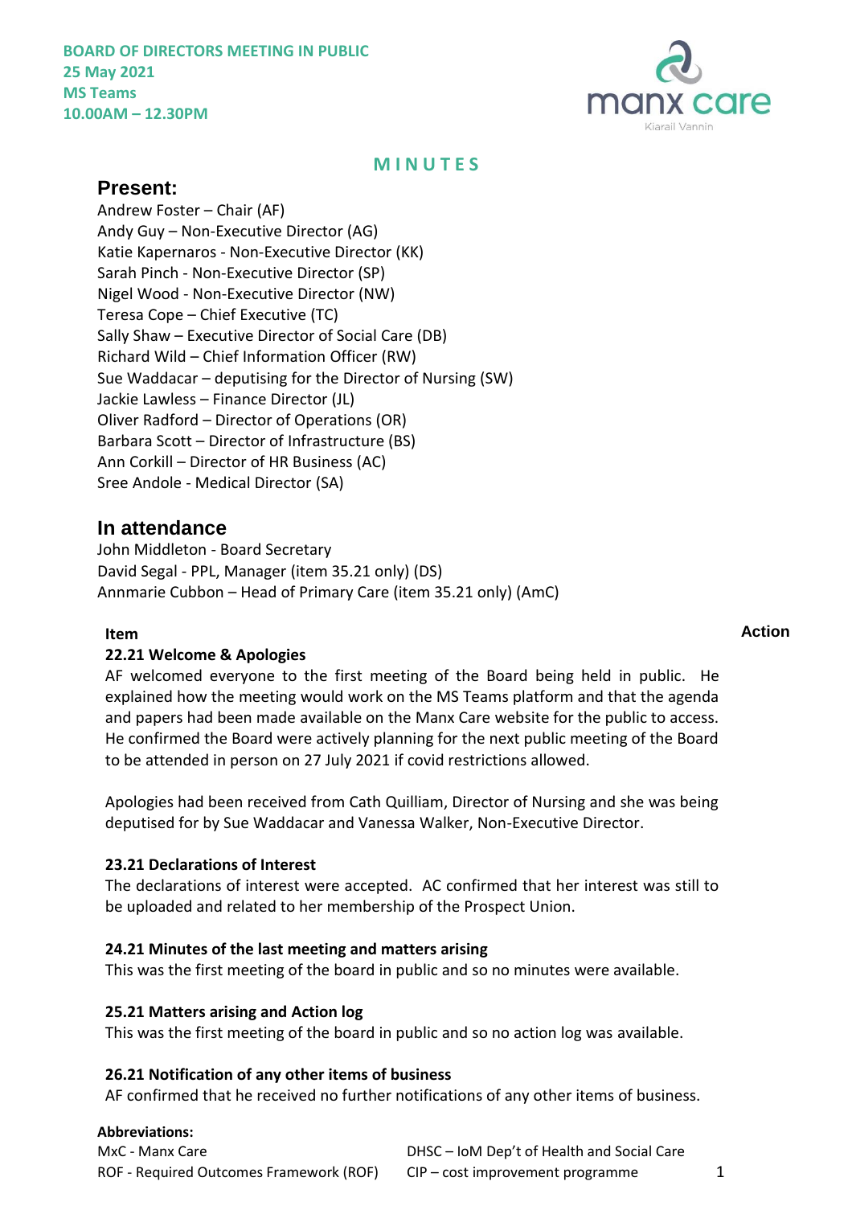**BOARD OF DIRECTORS MEETING IN PUBLIC**
**25 May 2021**
**MS Teams**
**10.00AM – 12.30PM**

# MINUTES

## Present:

Andrew Foster – Chair (AF)
Andy Guy – Non-Executive Director (AG)
Katie Kapernaros - Non-Executive Director (KK)
Sarah Pinch - Non-Executive Director (SP)
Nigel Wood - Non-Executive Director (NW)
Teresa Cope – Chief Executive (TC)
Sally Shaw – Executive Director of Social Care (DB)
Richard Wild – Chief Information Officer (RW)
Sue Waddacar – deputising for the Director of Nursing (SW)
Jackie Lawless – Finance Director (JL)
Oliver Radford – Director of Operations (OR)
Barbara Scott – Director of Infrastructure (BS)
Ann Corkill – Director of HR Business (AC)
Sree Andole - Medical Director (SA)

## In attendance

John Middleton - Board Secretary
David Segal - PPL, Manager (item 35.21 only) (DS)
Annmarie Cubbon – Head of Primary Care (item 35.21 only) (AmC)

| **Item** | **Action** |
|---|---|

**22.21 Welcome & Apologies**

AF welcomed everyone to the first meeting of the Board being held in public. He explained how the meeting would work on the MS Teams platform and that the agenda and papers had been made available on the Manx Care website for the public to access. He confirmed the Board were actively planning for the next public meeting of the Board to be attended in person on 27 July 2021 if covid restrictions allowed.

Apologies had been received from Cath Quilliam, Director of Nursing and she was being deputised for by Sue Waddacar and Vanessa Walker, Non-Executive Director.

**23.21 Declarations of Interest**

The declarations of interest were accepted. AC confirmed that her interest was still to be uploaded and related to her membership of the Prospect Union.

**24.21 Minutes of the last meeting and matters arising**

This was the first meeting of the board in public and so no minutes were available.

**25.21 Matters arising and Action log**

This was the first meeting of the board in public and so no action log was available.

**26.21 Notification of any other items of business**

AF confirmed that he received no further notifications of any other items of business.

**Abbreviations:**

MxC - Manx Care
ROF - Required Outcomes Framework (ROF)
DHSC – IoM Dep't of Health and Social Care
CIP – cost improvement programme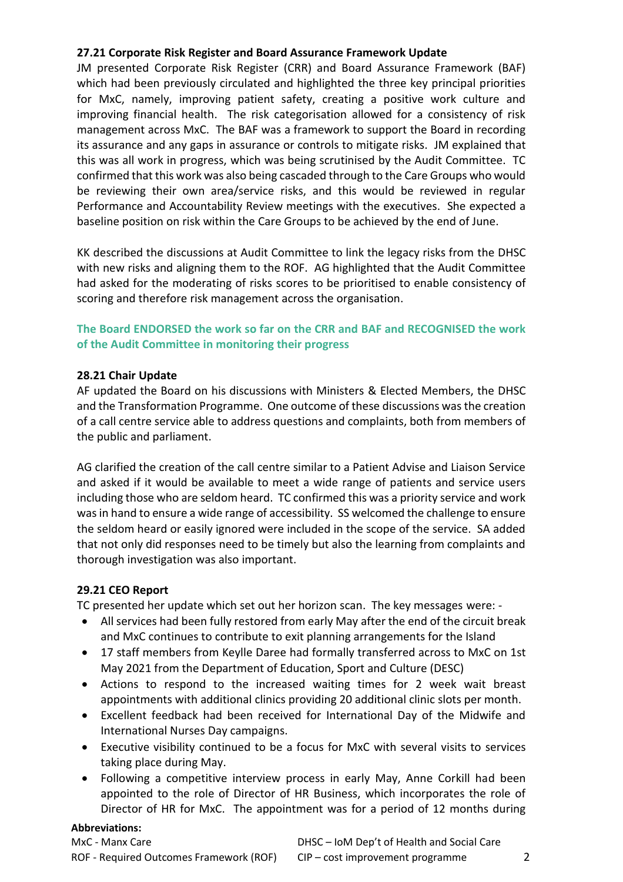**27.21 Corporate Risk Register and Board Assurance Framework Update**

JM presented Corporate Risk Register (CRR) and Board Assurance Framework (BAF) which had been previously circulated and highlighted the three key principal priorities for MxC, namely, improving patient safety, creating a positive work culture and improving financial health. The risk categorisation allowed for a consistency of risk management across MxC. The BAF was a framework to support the Board in recording its assurance and any gaps in assurance or controls to mitigate risks. JM explained that this was all work in progress, which was being scrutinised by the Audit Committee. TC confirmed that this work was also being cascaded through to the Care Groups who would be reviewing their own area/service risks, and this would be reviewed in regular Performance and Accountability Review meetings with the executives. She expected a baseline position on risk within the Care Groups to be achieved by the end of June.

KK described the discussions at Audit Committee to link the legacy risks from the DHSC with new risks and aligning them to the ROF. AG highlighted that the Audit Committee had asked for the moderating of risks scores to be prioritised to enable consistency of scoring and therefore risk management across the organisation.

**The Board ENDORSED the work so far on the CRR and BAF and RECOGNISED the work of the Audit Committee in monitoring their progress**

**28.21 Chair Update**

AF updated the Board on his discussions with Ministers & Elected Members, the DHSC and the Transformation Programme. One outcome of these discussions was the creation of a call centre service able to address questions and complaints, both from members of the public and parliament.

AG clarified the creation of the call centre similar to a Patient Advise and Liaison Service and asked if it would be available to meet a wide range of patients and service users including those who are seldom heard. TC confirmed this was a priority service and work was in hand to ensure a wide range of accessibility. SS welcomed the challenge to ensure the seldom heard or easily ignored were included in the scope of the service. SA added that not only did responses need to be timely but also the learning from complaints and thorough investigation was also important.

**29.21 CEO Report**

TC presented her update which set out her horizon scan. The key messages were: -

- All services had been fully restored from early May after the end of the circuit break and MxC continues to contribute to exit planning arrangements for the Island
- 17 staff members from Keylle Daree had formally transferred across to MxC on 1st May 2021 from the Department of Education, Sport and Culture (DESC)
- Actions to respond to the increased waiting times for 2 week wait breast appointments with additional clinics providing 20 additional clinic slots per month.
- Excellent feedback had been received for International Day of the Midwife and International Nurses Day campaigns.
- Executive visibility continued to be a focus for MxC with several visits to services taking place during May.
- Following a competitive interview process in early May, Anne Corkill had been appointed to the role of Director of HR Business, which incorporates the role of Director of HR for MxC. The appointment was for a period of 12 months during

**Abbreviations:**

MxC - Manx Care
DHSC – IoM Dep't of Health and Social Care
ROF - Required Outcomes Framework (ROF)
CIP – cost improvement programme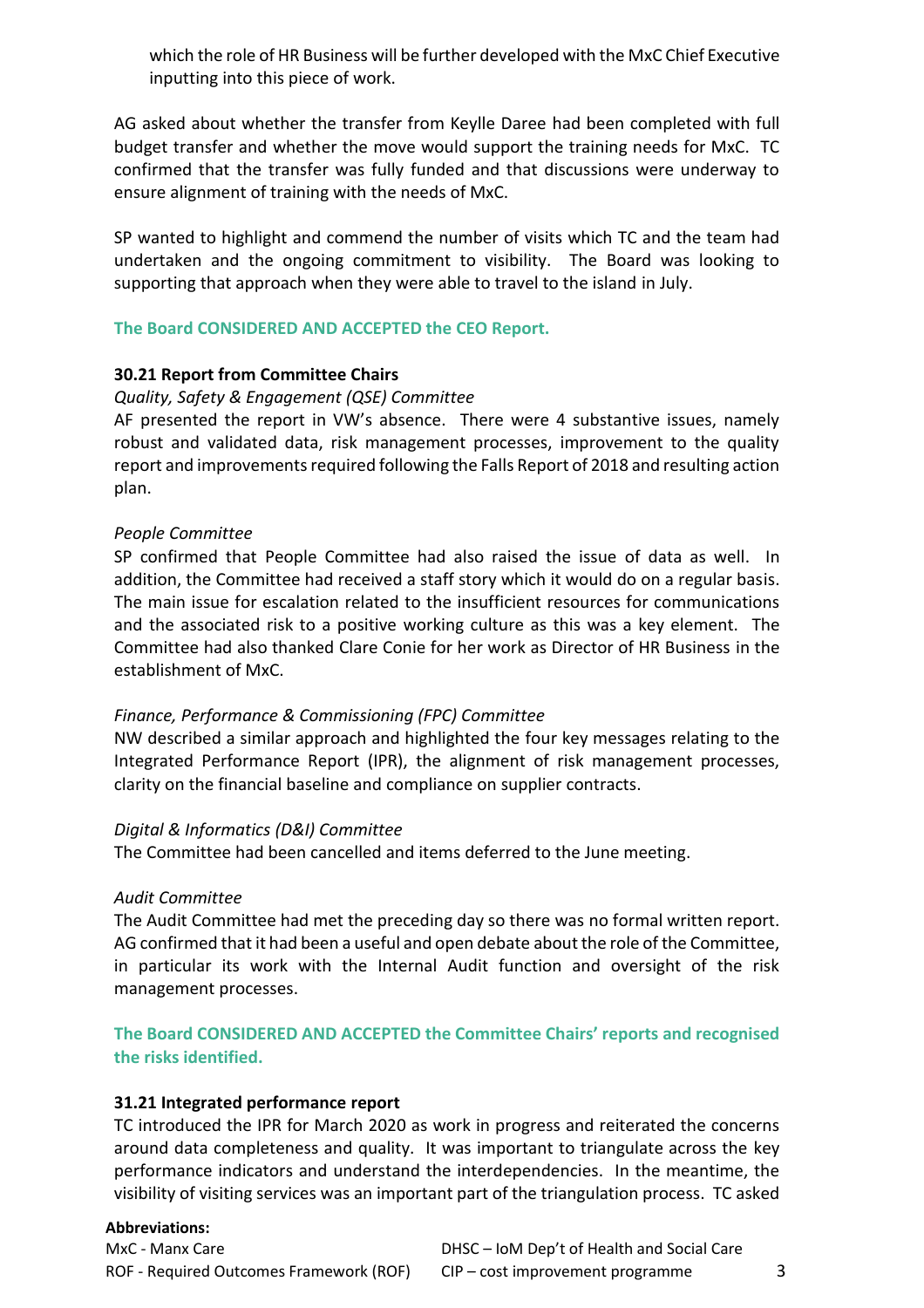which the role of HR Business will be further developed with the MxC Chief Executive inputting into this piece of work.

AG asked about whether the transfer from Keylle Daree had been completed with full budget transfer and whether the move would support the training needs for MxC. TC confirmed that the transfer was fully funded and that discussions were underway to ensure alignment of training with the needs of MxC.

SP wanted to highlight and commend the number of visits which TC and the team had undertaken and the ongoing commitment to visibility. The Board was looking to supporting that approach when they were able to travel to the island in July.

**The Board CONSIDERED AND ACCEPTED the CEO Report.**

**30.21 Report from Committee Chairs**

*Quality, Safety & Engagement (QSE) Committee*

AF presented the report in VW's absence. There were 4 substantive issues, namely robust and validated data, risk management processes, improvement to the quality report and improvements required following the Falls Report of 2018 and resulting action plan.

*People Committee*

SP confirmed that People Committee had also raised the issue of data as well. In addition, the Committee had received a staff story which it would do on a regular basis. The main issue for escalation related to the insufficient resources for communications and the associated risk to a positive working culture as this was a key element. The Committee had also thanked Clare Conie for her work as Director of HR Business in the establishment of MxC.

*Finance, Performance & Commissioning (FPC) Committee*

NW described a similar approach and highlighted the four key messages relating to the Integrated Performance Report (IPR), the alignment of risk management processes, clarity on the financial baseline and compliance on supplier contracts.

*Digital & Informatics (D&I) Committee*

The Committee had been cancelled and items deferred to the June meeting.

*Audit Committee*

The Audit Committee had met the preceding day so there was no formal written report. AG confirmed that it had been a useful and open debate about the role of the Committee, in particular its work with the Internal Audit function and oversight of the risk management processes.

**The Board CONSIDERED AND ACCEPTED the Committee Chairs' reports and recognised the risks identified.**

**31.21 Integrated performance report**

TC introduced the IPR for March 2020 as work in progress and reiterated the concerns around data completeness and quality. It was important to triangulate across the key performance indicators and understand the interdependencies. In the meantime, the visibility of visiting services was an important part of the triangulation process. TC asked

**Abbreviations:**
MxC - Manx Care
ROF - Required Outcomes Framework (ROF)
DHSC – IoM Dep't of Health and Social Care
CIP – cost improvement programme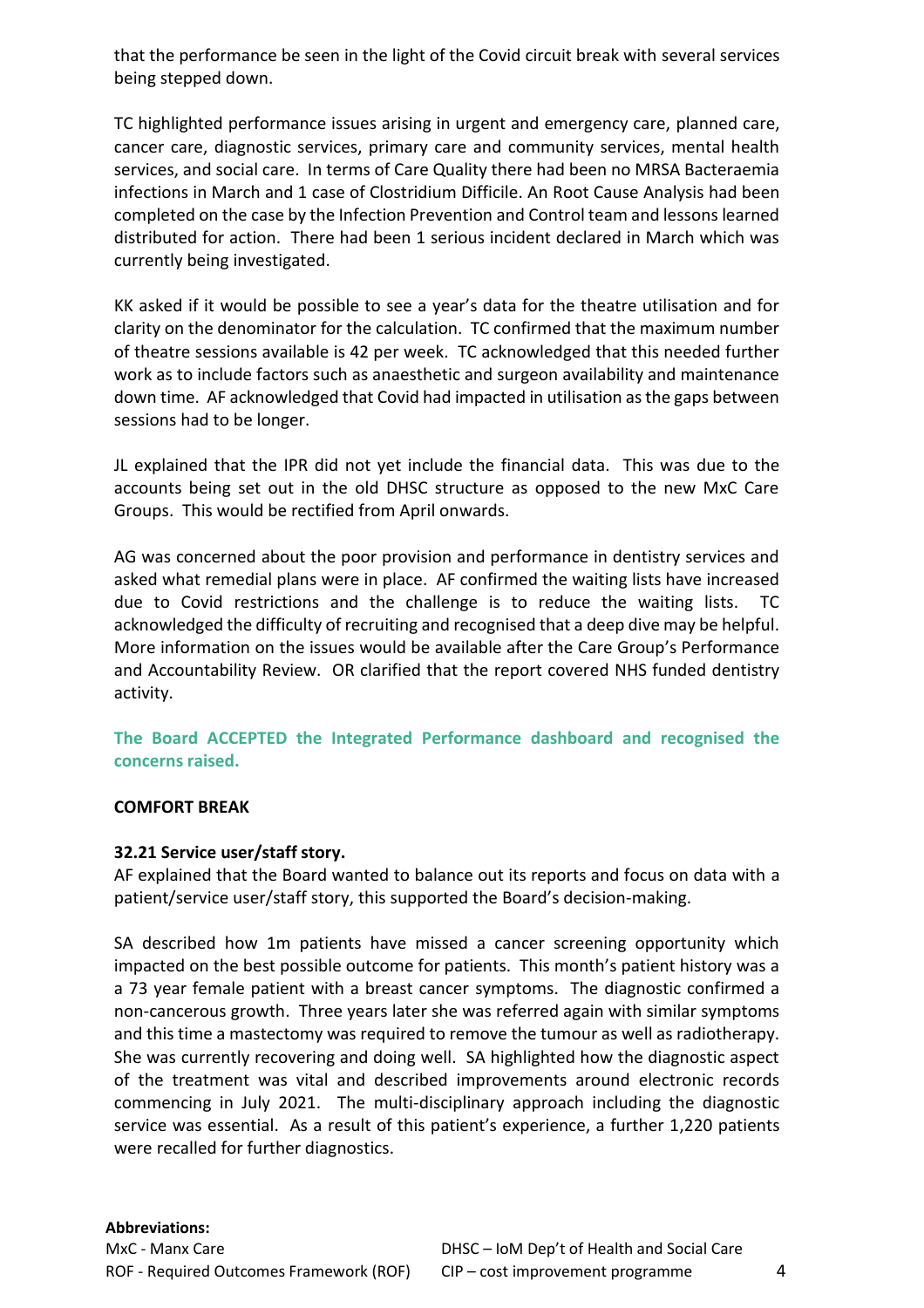that the performance be seen in the light of the Covid circuit break with several services being stepped down.

TC highlighted performance issues arising in urgent and emergency care, planned care, cancer care, diagnostic services, primary care and community services, mental health services, and social care. In terms of Care Quality there had been no MRSA Bacteraemia infections in March and 1 case of Clostridium Difficile. An Root Cause Analysis had been completed on the case by the Infection Prevention and Control team and lessons learned distributed for action. There had been 1 serious incident declared in March which was currently being investigated.

KK asked if it would be possible to see a year's data for the theatre utilisation and for clarity on the denominator for the calculation. TC confirmed that the maximum number of theatre sessions available is 42 per week. TC acknowledged that this needed further work as to include factors such as anaesthetic and surgeon availability and maintenance down time. AF acknowledged that Covid had impacted in utilisation as the gaps between sessions had to be longer.

JL explained that the IPR did not yet include the financial data. This was due to the accounts being set out in the old DHSC structure as opposed to the new MxC Care Groups. This would be rectified from April onwards.

AG was concerned about the poor provision and performance in dentistry services and asked what remedial plans were in place. AF confirmed the waiting lists have increased due to Covid restrictions and the challenge is to reduce the waiting lists. TC acknowledged the difficulty of recruiting and recognised that a deep dive may be helpful. More information on the issues would be available after the Care Group's Performance and Accountability Review. OR clarified that the report covered NHS funded dentistry activity.

**The Board ACCEPTED the Integrated Performance dashboard and recognised the concerns raised.**

**COMFORT BREAK**

**32.21 Service user/staff story.**

AF explained that the Board wanted to balance out its reports and focus on data with a patient/service user/staff story, this supported the Board's decision-making.

SA described how 1m patients have missed a cancer screening opportunity which impacted on the best possible outcome for patients. This month's patient history was a a 73 year female patient with a breast cancer symptoms. The diagnostic confirmed a non-cancerous growth. Three years later she was referred again with similar symptoms and this time a mastectomy was required to remove the tumour as well as radiotherapy. She was currently recovering and doing well. SA highlighted how the diagnostic aspect of the treatment was vital and described improvements around electronic records commencing in July 2021. The multi-disciplinary approach including the diagnostic service was essential. As a result of this patient's experience, a further 1,220 patients were recalled for further diagnostics.

**Abbreviations:**

MxC - Manx Care
ROF - Required Outcomes Framework (ROF)
DHSC – IoM Dep't of Health and Social Care
CIP – cost improvement programme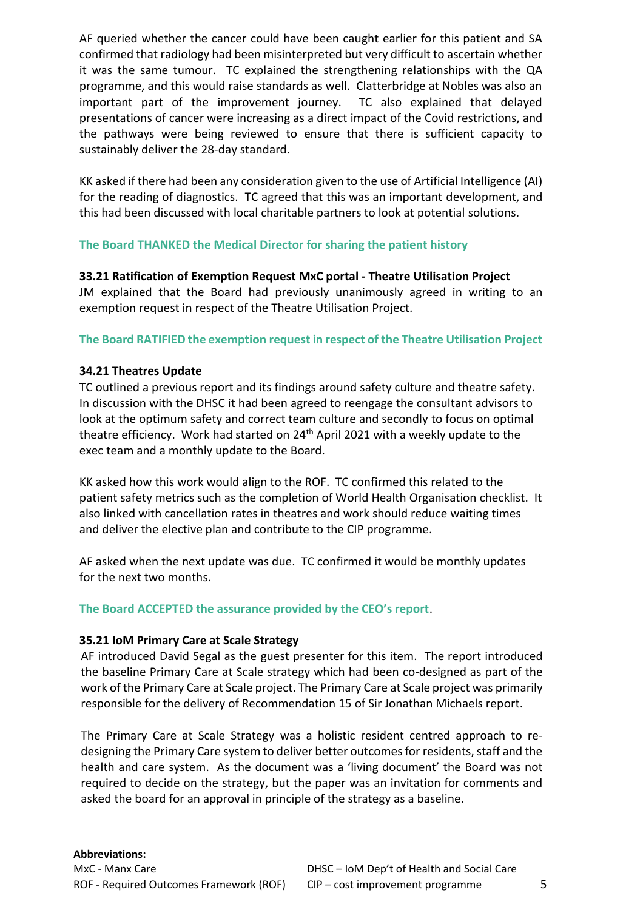AF queried whether the cancer could have been caught earlier for this patient and SA confirmed that radiology had been misinterpreted but very difficult to ascertain whether it was the same tumour. TC explained the strengthening relationships with the QA programme, and this would raise standards as well. Clatterbridge at Nobles was also an important part of the improvement journey. TC also explained that delayed presentations of cancer were increasing as a direct impact of the Covid restrictions, and the pathways were being reviewed to ensure that there is sufficient capacity to sustainably deliver the 28-day standard.

KK asked if there had been any consideration given to the use of Artificial Intelligence (AI) for the reading of diagnostics. TC agreed that this was an important development, and this had been discussed with local charitable partners to look at potential solutions.

**The Board THANKED the Medical Director for sharing the patient history**

**33.21 Ratification of Exemption Request MxC portal - Theatre Utilisation Project**

JM explained that the Board had previously unanimously agreed in writing to an exemption request in respect of the Theatre Utilisation Project.

**The Board RATIFIED the exemption request in respect of the Theatre Utilisation Project**

**34.21 Theatres Update**

TC outlined a previous report and its findings around safety culture and theatre safety. In discussion with the DHSC it had been agreed to reengage the consultant advisors to look at the optimum safety and correct team culture and secondly to focus on optimal theatre efficiency. Work had started on 24th April 2021 with a weekly update to the exec team and a monthly update to the Board.

KK asked how this work would align to the ROF. TC confirmed this related to the patient safety metrics such as the completion of World Health Organisation checklist. It also linked with cancellation rates in theatres and work should reduce waiting times and deliver the elective plan and contribute to the CIP programme.

AF asked when the next update was due. TC confirmed it would be monthly updates for the next two months.

**The Board ACCEPTED the assurance provided by the CEO's report**.

**35.21 IoM Primary Care at Scale Strategy**

AF introduced David Segal as the guest presenter for this item. The report introduced the baseline Primary Care at Scale strategy which had been co-designed as part of the work of the Primary Care at Scale project. The Primary Care at Scale project was primarily responsible for the delivery of Recommendation 15 of Sir Jonathan Michaels report.

The Primary Care at Scale Strategy was a holistic resident centred approach to re-designing the Primary Care system to deliver better outcomes for residents, staff and the health and care system. As the document was a 'living document' the Board was not required to decide on the strategy, but the paper was an invitation for comments and asked the board for an approval in principle of the strategy as a baseline.

**Abbreviations:**

MxC - Manx Care
ROF - Required Outcomes Framework (ROF)
DHSC – IoM Dep't of Health and Social Care
CIP – cost improvement programme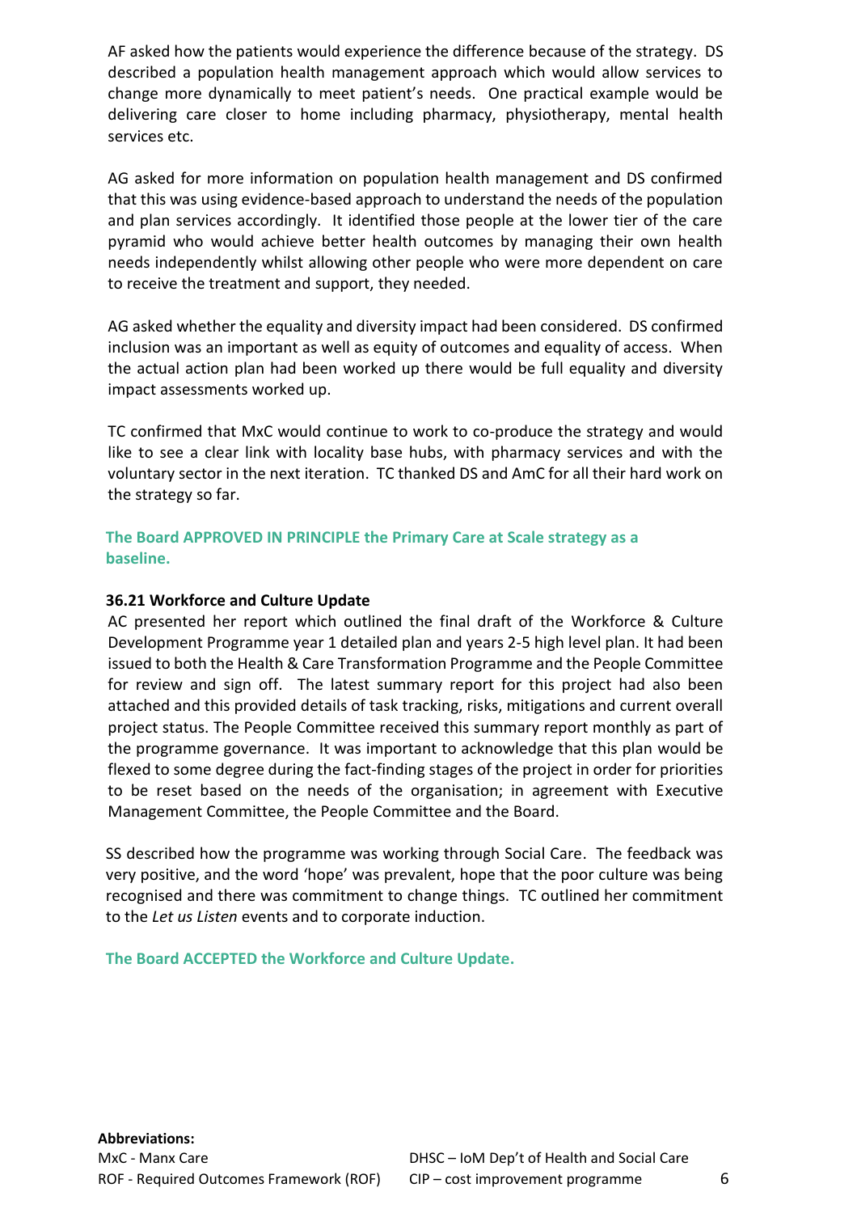AF asked how the patients would experience the difference because of the strategy. DS described a population health management approach which would allow services to change more dynamically to meet patient's needs. One practical example would be delivering care closer to home including pharmacy, physiotherapy, mental health services etc.

AG asked for more information on population health management and DS confirmed that this was using evidence-based approach to understand the needs of the population and plan services accordingly. It identified those people at the lower tier of the care pyramid who would achieve better health outcomes by managing their own health needs independently whilst allowing other people who were more dependent on care to receive the treatment and support, they needed.

AG asked whether the equality and diversity impact had been considered. DS confirmed inclusion was an important as well as equity of outcomes and equality of access. When the actual action plan had been worked up there would be full equality and diversity impact assessments worked up.

TC confirmed that MxC would continue to work to co-produce the strategy and would like to see a clear link with locality base hubs, with pharmacy services and with the voluntary sector in the next iteration. TC thanked DS and AmC for all their hard work on the strategy so far.

**The Board APPROVED IN PRINCIPLE the Primary Care at Scale strategy as a baseline.**

**36.21 Workforce and Culture Update**

AC presented her report which outlined the final draft of the Workforce & Culture Development Programme year 1 detailed plan and years 2-5 high level plan. It had been issued to both the Health & Care Transformation Programme and the People Committee for review and sign off. The latest summary report for this project had also been attached and this provided details of task tracking, risks, mitigations and current overall project status. The People Committee received this summary report monthly as part of the programme governance. It was important to acknowledge that this plan would be flexed to some degree during the fact-finding stages of the project in order for priorities to be reset based on the needs of the organisation; in agreement with Executive Management Committee, the People Committee and the Board.

SS described how the programme was working through Social Care. The feedback was very positive, and the word 'hope' was prevalent, hope that the poor culture was being recognised and there was commitment to change things. TC outlined her commitment to the *Let us Listen* events and to corporate induction.

**The Board ACCEPTED the Workforce and Culture Update.**

**Abbreviations:**
MxC - Manx Care
ROF - Required Outcomes Framework (ROF)
DHSC – IoM Dep't of Health and Social Care
CIP – cost improvement programme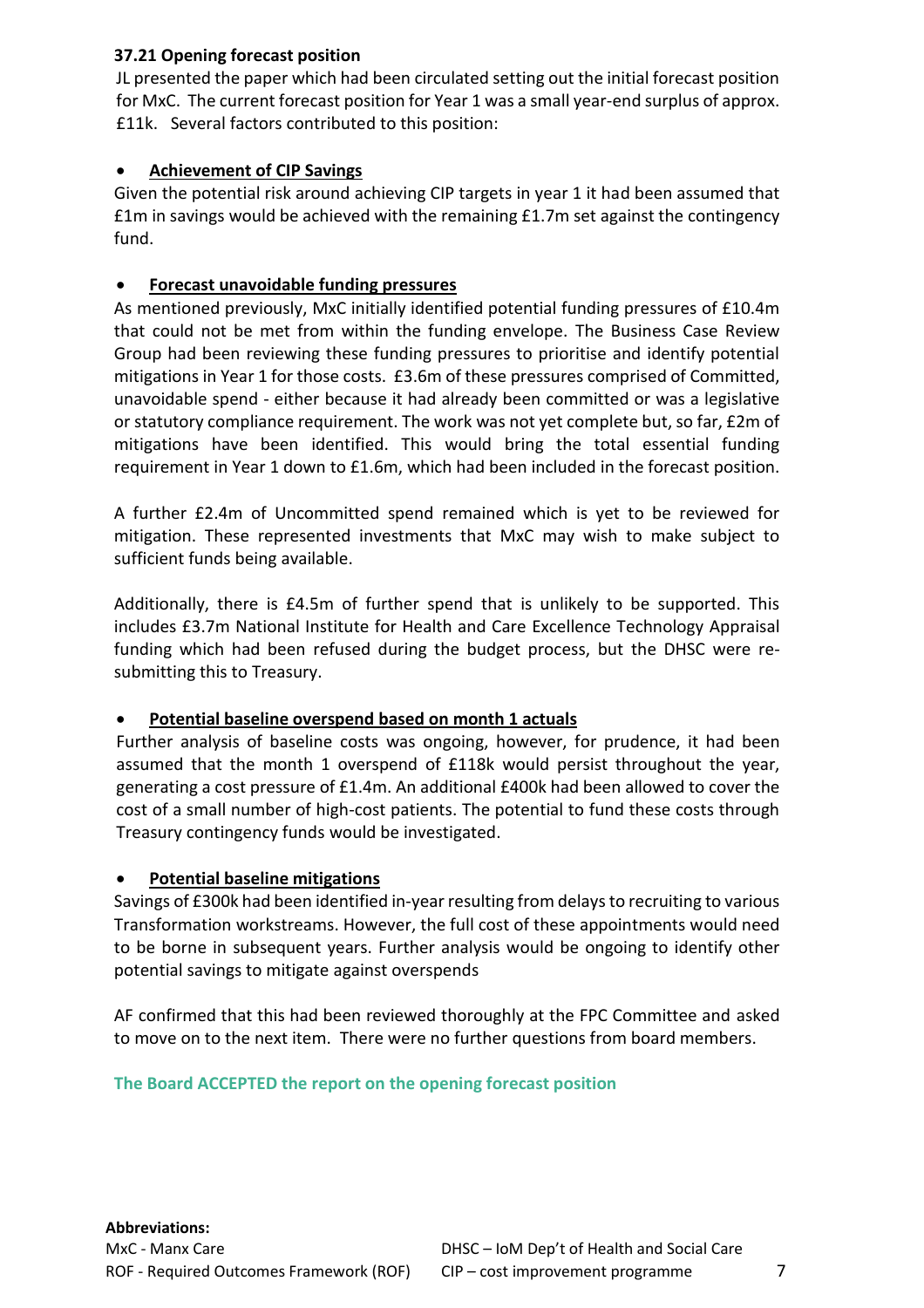**37.21 Opening forecast position**

JL presented the paper which had been circulated setting out the initial forecast position for MxC. The current forecast position for Year 1 was a small year-end surplus of approx. £11k. Several factors contributed to this position:

- **Achievement of CIP Savings**

Given the potential risk around achieving CIP targets in year 1 it had been assumed that £1m in savings would be achieved with the remaining £1.7m set against the contingency fund.

- **Forecast unavoidable funding pressures**

As mentioned previously, MxC initially identified potential funding pressures of £10.4m that could not be met from within the funding envelope. The Business Case Review Group had been reviewing these funding pressures to prioritise and identify potential mitigations in Year 1 for those costs. £3.6m of these pressures comprised of Committed, unavoidable spend - either because it had already been committed or was a legislative or statutory compliance requirement. The work was not yet complete but, so far, £2m of mitigations have been identified. This would bring the total essential funding requirement in Year 1 down to £1.6m, which had been included in the forecast position.

A further £2.4m of Uncommitted spend remained which is yet to be reviewed for mitigation. These represented investments that MxC may wish to make subject to sufficient funds being available.

Additionally, there is £4.5m of further spend that is unlikely to be supported. This includes £3.7m National Institute for Health and Care Excellence Technology Appraisal funding which had been refused during the budget process, but the DHSC were re-submitting this to Treasury.

- **Potential baseline overspend based on month 1 actuals**

Further analysis of baseline costs was ongoing, however, for prudence, it had been assumed that the month 1 overspend of £118k would persist throughout the year, generating a cost pressure of £1.4m. An additional £400k had been allowed to cover the cost of a small number of high-cost patients. The potential to fund these costs through Treasury contingency funds would be investigated.

- **Potential baseline mitigations**

Savings of £300k had been identified in-year resulting from delays to recruiting to various Transformation workstreams. However, the full cost of these appointments would need to be borne in subsequent years. Further analysis would be ongoing to identify other potential savings to mitigate against overspends

AF confirmed that this had been reviewed thoroughly at the FPC Committee and asked to move on to the next item. There were no further questions from board members.

**The Board ACCEPTED the report on the opening forecast position**

**Abbreviations:**

MxC - Manx Care
ROF - Required Outcomes Framework (ROF)
DHSC – IoM Dep't of Health and Social Care
CIP – cost improvement programme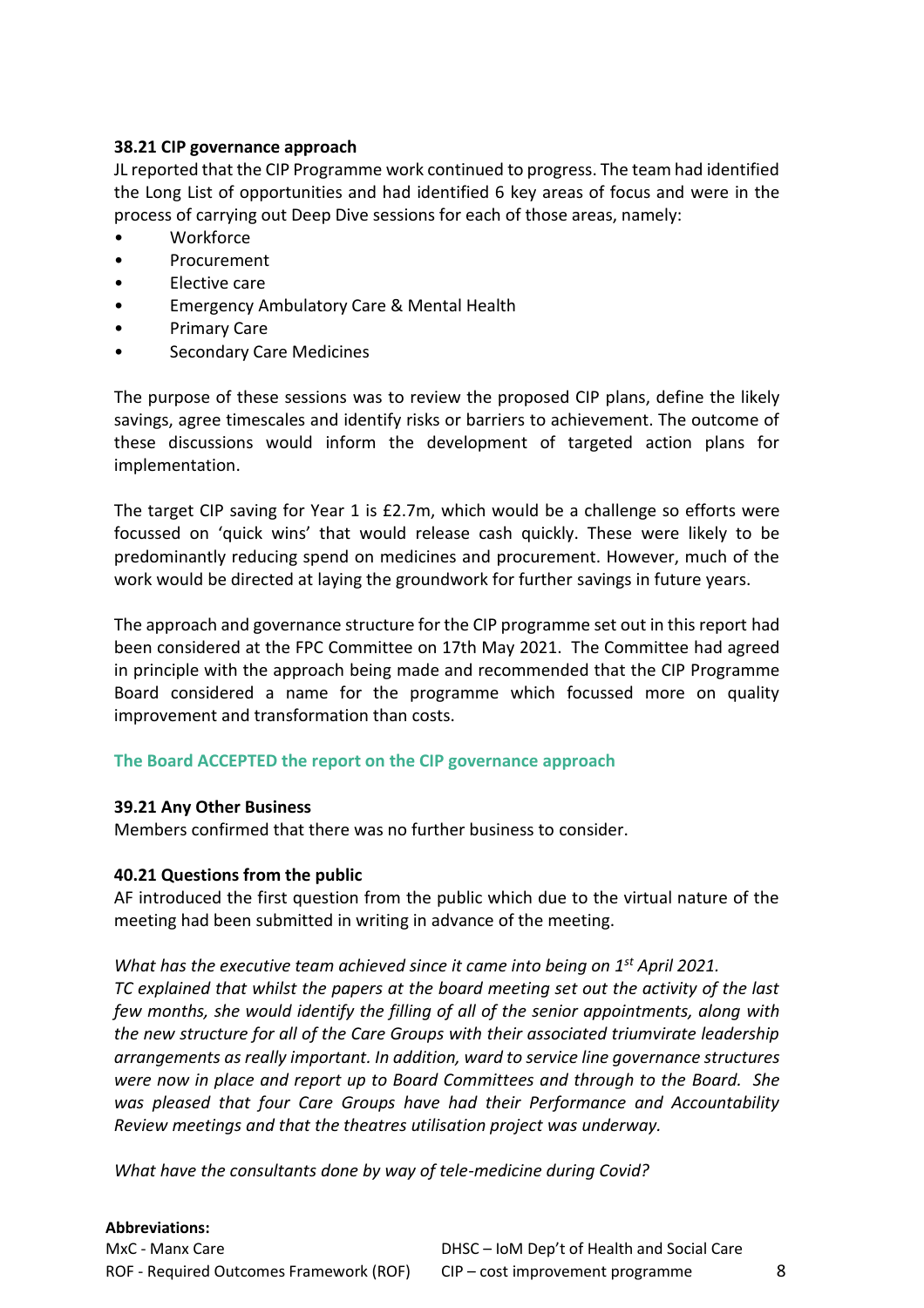**38.21 CIP governance approach**

JL reported that the CIP Programme work continued to progress. The team had identified the Long List of opportunities and had identified 6 key areas of focus and were in the process of carrying out Deep Dive sessions for each of those areas, namely:

- Workforce
- Procurement
- Elective care
- Emergency Ambulatory Care & Mental Health
- Primary Care
- Secondary Care Medicines

The purpose of these sessions was to review the proposed CIP plans, define the likely savings, agree timescales and identify risks or barriers to achievement. The outcome of these discussions would inform the development of targeted action plans for implementation.

The target CIP saving for Year 1 is £2.7m, which would be a challenge so efforts were focussed on 'quick wins' that would release cash quickly. These were likely to be predominantly reducing spend on medicines and procurement. However, much of the work would be directed at laying the groundwork for further savings in future years.

The approach and governance structure for the CIP programme set out in this report had been considered at the FPC Committee on 17th May 2021. The Committee had agreed in principle with the approach being made and recommended that the CIP Programme Board considered a name for the programme which focussed more on quality improvement and transformation than costs.

**The Board ACCEPTED the report on the CIP governance approach**

**39.21 Any Other Business**

Members confirmed that there was no further business to consider.

**40.21 Questions from the public**

AF introduced the first question from the public which due to the virtual nature of the meeting had been submitted in writing in advance of the meeting.

*What has the executive team achieved since it came into being on 1st April 2021.*
*TC explained that whilst the papers at the board meeting set out the activity of the last few months, she would identify the filling of all of the senior appointments, along with the new structure for all of the Care Groups with their associated triumvirate leadership arrangements as really important. In addition, ward to service line governance structures were now in place and report up to Board Committees and through to the Board. She was pleased that four Care Groups have had their Performance and Accountability Review meetings and that the theatres utilisation project was underway.*

*What have the consultants done by way of tele-medicine during Covid?*

**Abbreviations:**

MxC - Manx Care
ROF - Required Outcomes Framework (ROF)
DHSC – IoM Dep't of Health and Social Care
CIP – cost improvement programme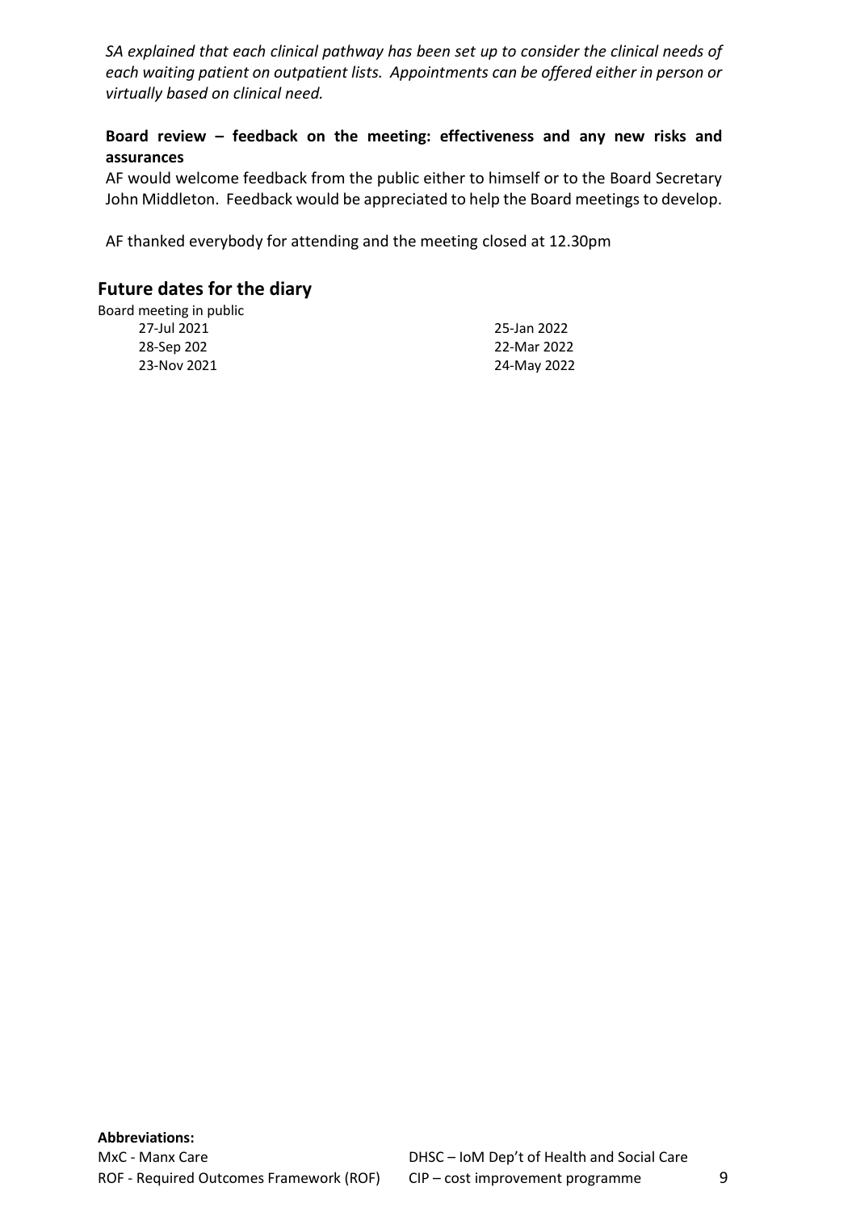*SA explained that each clinical pathway has been set up to consider the clinical needs of each waiting patient on outpatient lists. Appointments can be offered either in person or virtually based on clinical need.*

**Board review – feedback on the meeting: effectiveness and any new risks and assurances**

AF would welcome feedback from the public either to himself or to the Board Secretary John Middleton. Feedback would be appreciated to help the Board meetings to develop.

AF thanked everybody for attending and the meeting closed at 12.30pm

## Future dates for the diary

Board meeting in public

| | |
|---|---|
| 27-Jul 2021 | 25-Jan 2022 |
| 28-Sep 202 | 22-Mar 2022 |
| 23-Nov 2021 | 24-May 2022 |

**Abbreviations:**

MxC - Manx Care

DHSC – IoM Dep't of Health and Social Care

ROF - Required Outcomes Framework (ROF)

CIP – cost improvement programme